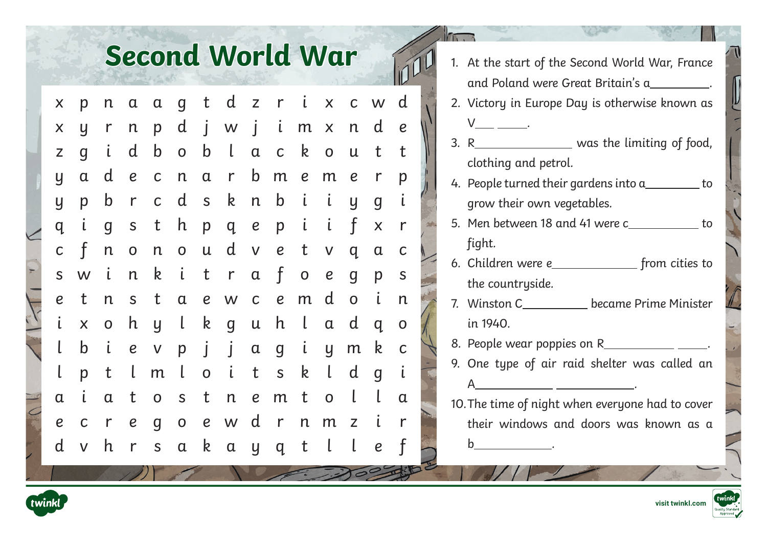# Second World War

| | | | | | | | | | | | | | | |
|---|---|---|---|---|---|---|---|---|---|---|---|---|---|---|
| x | p | n | a | a | g | t | d | z | r | i | x | c | w | d |
| x | y | r | n | p | d | j | w | j | i | m | x | n | d | e |
| z | g | i | d | b | o | b | l | a | c | k | o | u | t | t |
| y | a | d | e | c | n | a | r | b | m | e | m | e | r | p |
| y | p | b | r | c | d | s | k | n | b | i | i | y | g | i |
| q | i | g | s | t | h | p | q | e | p | i | i | f | x | r |
| c | f | n | o | n | o | u | d | v | e | t | v | q | a | c |
| s | w | i | n | k | i | t | r | a | f | o | e | g | p | s |
| e | t | n | s | t | a | e | w | c | e | m | d | o | i | n |
| i | x | o | h | y | l | k | g | u | h | l | a | d | q | o |
| l | b | i | e | v | p | j | j | a | g | i | y | m | k | c |
| l | p | t | l | m | l | o | i | t | s | k | l | d | g | i |
| a | i | a | t | o | s | t | n | e | m | t | o | l | l | a |
| e | c | r | e | g | o | e | w | d | r | n | m | z | i | r |
| d | v | h | r | s | a | k | a | y | q | t | l | l | e | f |

1. At the start of the Second World War, France and Poland were Great Britain's a_________.
2. Victory in Europe Day is otherwise known as V___ _____.
3. R_______________ was the limiting of food, clothing and petrol.
4. People turned their gardens into a________ to grow their own vegetables.
5. Men between 18 and 41 were c___________ to fight.
6. Children were e_____________ from cities to the countryside.
7. Winston C__________ became Prime Minister in 1940.
8. People wear poppies on R___________ _____.
9. One type of air raid shelter was called an A____________ ____________.
10. The time of night when everyone had to cover their windows and doors was known as a b____________.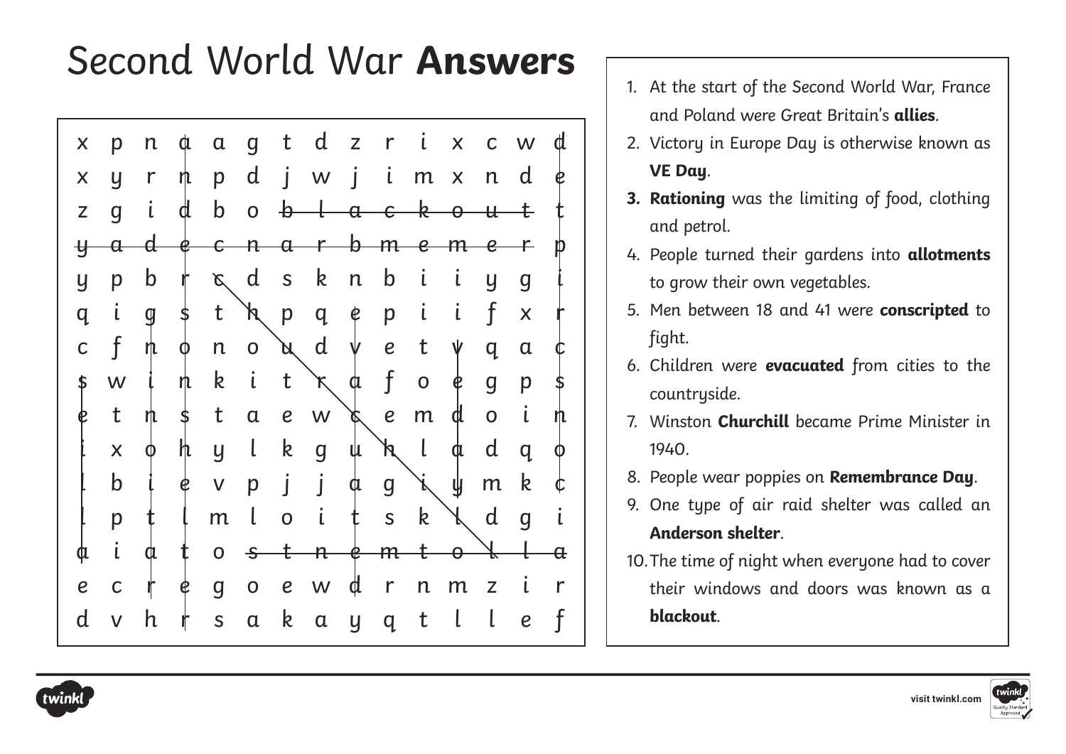# Second World War **Answers**

| | | | | | | | | | | | | | | |
|---|---|---|---|---|---|---|---|---|---|---|---|---|---|---|
| x | p | n | a | a | g | t | d | z | r | i | x | c | w | d |
| x | y | r | n | p | d | j | w | j | i | m | x | n | d | e |
| z | g | i | d | b | o | b | l | a | c | k | o | u | t | t |
| y | a | d | e | c | n | a | r | b | m | e | m | e | r | p |
| y | p | b | r | c | d | s | k | n | b | i | i | y | g | i |
| q | i | g | s | t | h | p | q | e | p | i | i | f | x | r |
| c | f | n | o | n | o | u | d | v | e | t | v | q | a | c |
| s | w | i | n | k | i | t | r | a | f | o | e | g | p | s |
| e | t | n | s | t | a | e | w | c | e | m | d | o | i | n |
| i | x | o | h | y | l | k | g | u | h | l | a | d | q | o |
| l | b | i | e | v | p | j | j | a | g | i | y | m | k | c |
| l | p | t | l | m | l | o | i | t | s | k | l | d | g | i |
| a | i | a | t | o | s | t | n | e | m | t | o | l | l | a |
| e | c | r | e | g | o | e | w | d | r | n | m | z | i | r |
| d | v | h | r | s | a | k | a | y | q | t | l | l | e | f |

1. At the start of the Second World War, France and Poland were Great Britain's **allies**.
2. Victory in Europe Day is otherwise known as **VE Day**.
3. **Rationing** was the limiting of food, clothing and petrol.
4. People turned their gardens into **allotments** to grow their own vegetables.
5. Men between 18 and 41 were **conscripted** to fight.
6. Children were **evacuated** from cities to the countryside.
7. Winston **Churchill** became Prime Minister in 1940.
8. People wear poppies on **Remembrance Day**.
9. One type of air raid shelter was called an **Anderson shelter**.
10. The time of night when everyone had to cover their windows and doors was known as a **blackout**.